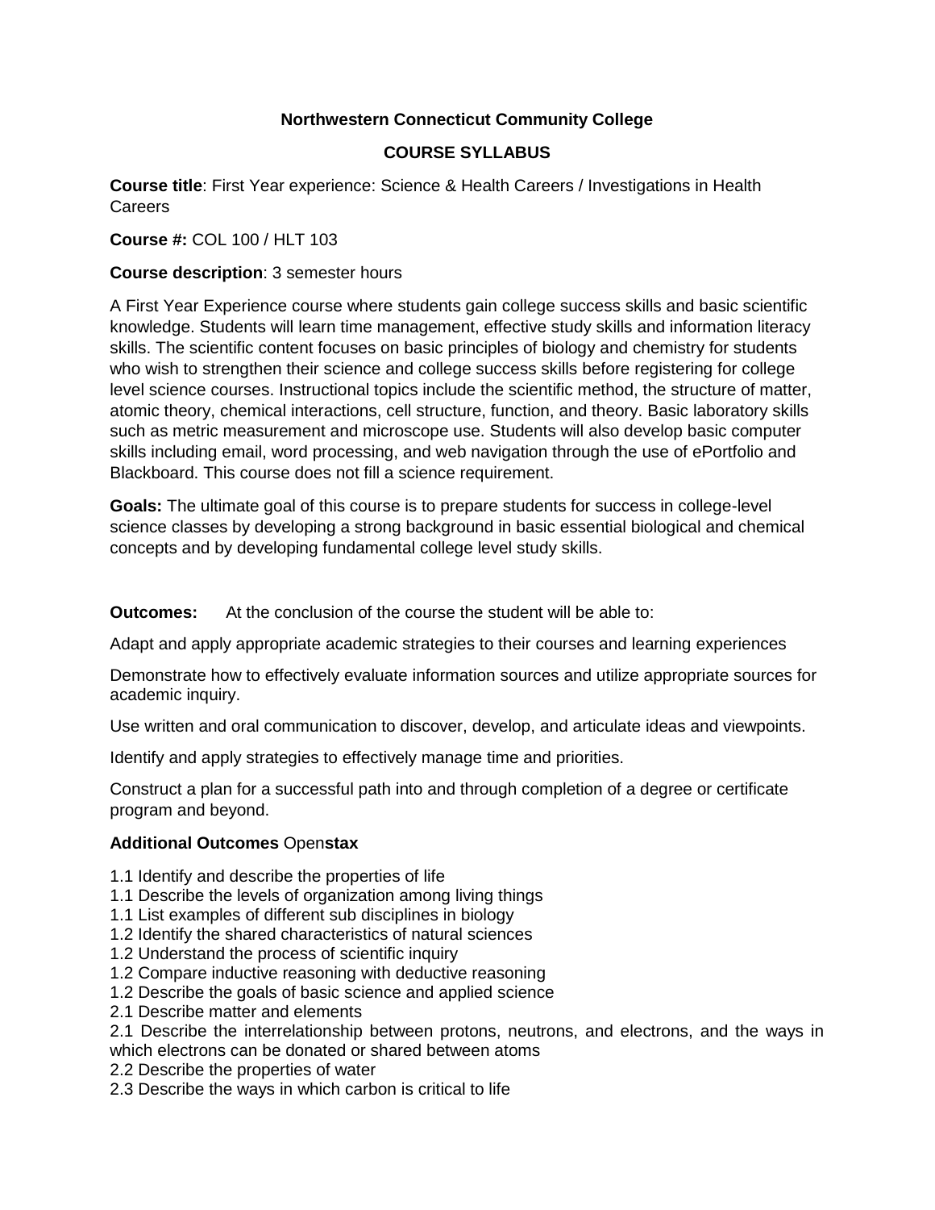**Northwestern Connecticut Community College**

**COURSE SYLLABUS**

**Course title**: First Year experience: Science & Health Careers / Investigations in Health Careers

**Course #:** COL 100 / HLT 103

**Course description**: 3 semester hours

A First Year Experience course where students gain college success skills and basic scientific knowledge. Students will learn time management, effective study skills and information literacy skills. The scientific content focuses on basic principles of biology and chemistry for students who wish to strengthen their science and college success skills before registering for college level science courses. Instructional topics include the scientific method, the structure of matter, atomic theory, chemical interactions, cell structure, function, and theory. Basic laboratory skills such as metric measurement and microscope use. Students will also develop basic computer skills including email, word processing, and web navigation through the use of ePortfolio and Blackboard. This course does not fill a science requirement.

**Goals:** The ultimate goal of this course is to prepare students for success in college-level science classes by developing a strong background in basic essential biological and chemical concepts and by developing fundamental college level study skills.

**Outcomes:** At the conclusion of the course the student will be able to:

Adapt and apply appropriate academic strategies to their courses and learning experiences

Demonstrate how to effectively evaluate information sources and utilize appropriate sources for academic inquiry.

Use written and oral communication to discover, develop, and articulate ideas and viewpoints.

Identify and apply strategies to effectively manage time and priorities.

Construct a plan for a successful path into and through completion of a degree or certificate program and beyond.

**Additional Outcomes** Open**stax**

1.1 Identify and describe the properties of life
1.1 Describe the levels of organization among living things
1.1 List examples of different sub disciplines in biology
1.2 Identify the shared characteristics of natural sciences
1.2 Understand the process of scientific inquiry
1.2 Compare inductive reasoning with deductive reasoning
1.2 Describe the goals of basic science and applied science
2.1 Describe matter and elements
2.1 Describe the interrelationship between protons, neutrons, and electrons, and the ways in which electrons can be donated or shared between atoms
2.2 Describe the properties of water
2.3 Describe the ways in which carbon is critical to life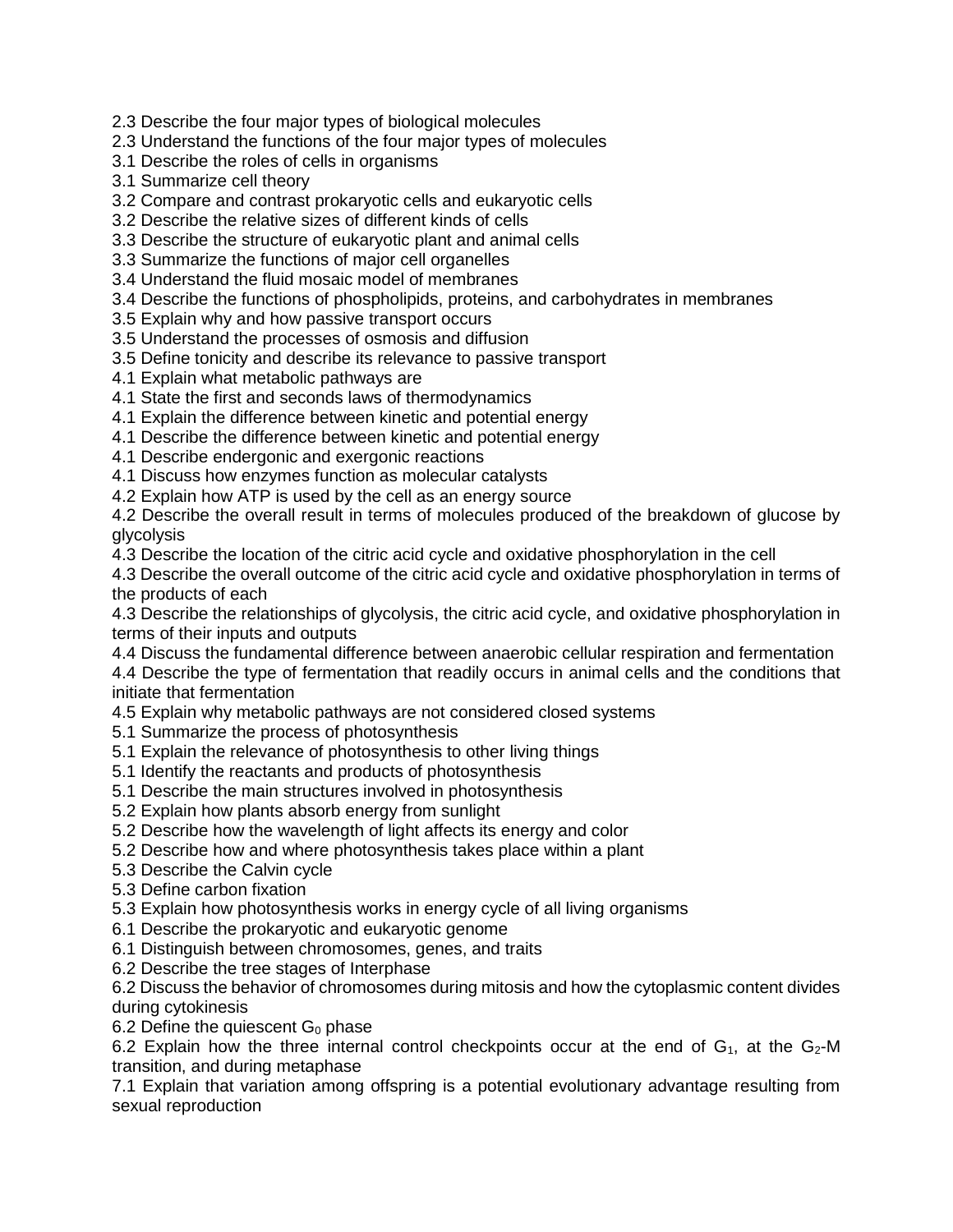2.3 Describe the four major types of biological molecules
2.3 Understand the functions of the four major types of molecules
3.1 Describe the roles of cells in organisms
3.1 Summarize cell theory
3.2 Compare and contrast prokaryotic cells and eukaryotic cells
3.2 Describe the relative sizes of different kinds of cells
3.3 Describe the structure of eukaryotic plant and animal cells
3.3 Summarize the functions of major cell organelles
3.4 Understand the fluid mosaic model of membranes
3.4 Describe the functions of phospholipids, proteins, and carbohydrates in membranes
3.5 Explain why and how passive transport occurs
3.5 Understand the processes of osmosis and diffusion
3.5 Define tonicity and describe its relevance to passive transport
4.1 Explain what metabolic pathways are
4.1 State the first and seconds laws of thermodynamics
4.1 Explain the difference between kinetic and potential energy
4.1 Describe the difference between kinetic and potential energy
4.1 Describe endergonic and exergonic reactions
4.1 Discuss how enzymes function as molecular catalysts
4.2 Explain how ATP is used by the cell as an energy source
4.2 Describe the overall result in terms of molecules produced of the breakdown of glucose by glycolysis
4.3 Describe the location of the citric acid cycle and oxidative phosphorylation in the cell
4.3 Describe the overall outcome of the citric acid cycle and oxidative phosphorylation in terms of the products of each
4.3 Describe the relationships of glycolysis, the citric acid cycle, and oxidative phosphorylation in terms of their inputs and outputs
4.4 Discuss the fundamental difference between anaerobic cellular respiration and fermentation
4.4 Describe the type of fermentation that readily occurs in animal cells and the conditions that initiate that fermentation
4.5 Explain why metabolic pathways are not considered closed systems
5.1 Summarize the process of photosynthesis
5.1 Explain the relevance of photosynthesis to other living things
5.1 Identify the reactants and products of photosynthesis
5.1 Describe the main structures involved in photosynthesis
5.2 Explain how plants absorb energy from sunlight
5.2 Describe how the wavelength of light affects its energy and color
5.2 Describe how and where photosynthesis takes place within a plant
5.3 Describe the Calvin cycle
5.3 Define carbon fixation
5.3 Explain how photosynthesis works in energy cycle of all living organisms
6.1 Describe the prokaryotic and eukaryotic genome
6.1 Distinguish between chromosomes, genes, and traits
6.2 Describe the tree stages of Interphase
6.2 Discuss the behavior of chromosomes during mitosis and how the cytoplasmic content divides during cytokinesis
6.2 Define the quiescent $G_0$ phase
6.2 Explain how the three internal control checkpoints occur at the end of $G_1$, at the $G_2$-M transition, and during metaphase
7.1 Explain that variation among offspring is a potential evolutionary advantage resulting from sexual reproduction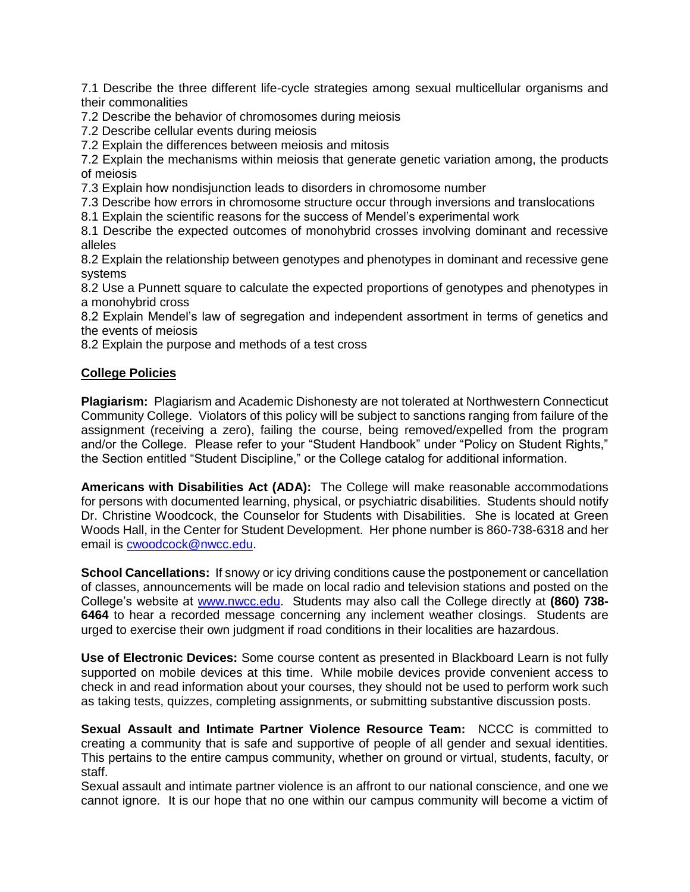7.1 Describe the three different life-cycle strategies among sexual multicellular organisms and their commonalities
7.2 Describe the behavior of chromosomes during meiosis
7.2 Describe cellular events during meiosis
7.2 Explain the differences between meiosis and mitosis
7.2 Explain the mechanisms within meiosis that generate genetic variation among, the products of meiosis
7.3 Explain how nondisjunction leads to disorders in chromosome number
7.3 Describe how errors in chromosome structure occur through inversions and translocations
8.1 Explain the scientific reasons for the success of Mendel's experimental work
8.1 Describe the expected outcomes of monohybrid crosses involving dominant and recessive alleles
8.2 Explain the relationship between genotypes and phenotypes in dominant and recessive gene systems
8.2 Use a Punnett square to calculate the expected proportions of genotypes and phenotypes in a monohybrid cross
8.2 Explain Mendel's law of segregation and independent assortment in terms of genetics and the events of meiosis
8.2 Explain the purpose and methods of a test cross

## College Policies

**Plagiarism:** Plagiarism and Academic Dishonesty are not tolerated at Northwestern Connecticut Community College. Violators of this policy will be subject to sanctions ranging from failure of the assignment (receiving a zero), failing the course, being removed/expelled from the program and/or the College. Please refer to your "Student Handbook" under "Policy on Student Rights," the Section entitled "Student Discipline," or the College catalog for additional information.

**Americans with Disabilities Act (ADA):** The College will make reasonable accommodations for persons with documented learning, physical, or psychiatric disabilities. Students should notify Dr. Christine Woodcock, the Counselor for Students with Disabilities. She is located at Green Woods Hall, in the Center for Student Development. Her phone number is 860-738-6318 and her email is cwoodcock@nwcc.edu.

**School Cancellations:** If snowy or icy driving conditions cause the postponement or cancellation of classes, announcements will be made on local radio and television stations and posted on the College's website at www.nwcc.edu. Students may also call the College directly at **(860) 738-6464** to hear a recorded message concerning any inclement weather closings. Students are urged to exercise their own judgment if road conditions in their localities are hazardous.

**Use of Electronic Devices:** Some course content as presented in Blackboard Learn is not fully supported on mobile devices at this time. While mobile devices provide convenient access to check in and read information about your courses, they should not be used to perform work such as taking tests, quizzes, completing assignments, or submitting substantive discussion posts.

**Sexual Assault and Intimate Partner Violence Resource Team:** NCCC is committed to creating a community that is safe and supportive of people of all gender and sexual identities. This pertains to the entire campus community, whether on ground or virtual, students, faculty, or staff.
Sexual assault and intimate partner violence is an affront to our national conscience, and one we cannot ignore. It is our hope that no one within our campus community will become a victim of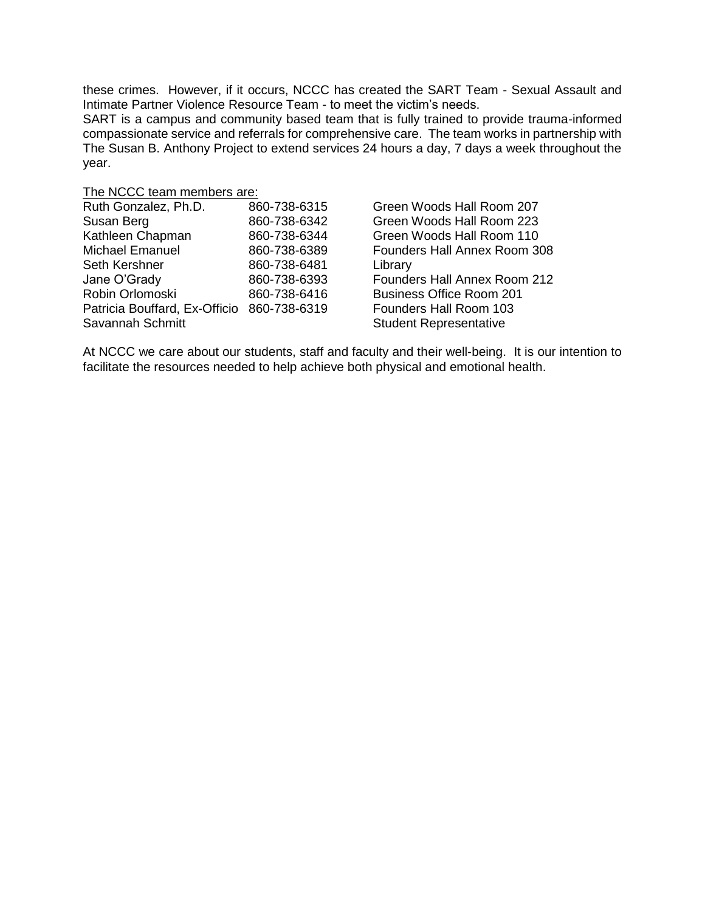these crimes. However, if it occurs, NCCC has created the SART Team - Sexual Assault and Intimate Partner Violence Resource Team - to meet the victim's needs.

SART is a campus and community based team that is fully trained to provide trauma-informed compassionate service and referrals for comprehensive care. The team works in partnership with The Susan B. Anthony Project to extend services 24 hours a day, 7 days a week throughout the year.

<u>The NCCC team members are:</u>

| | | |
|---|---|---|
| Ruth Gonzalez, Ph.D. | 860-738-6315 | Green Woods Hall Room 207 |
| Susan Berg | 860-738-6342 | Green Woods Hall Room 223 |
| Kathleen Chapman | 860-738-6344 | Green Woods Hall Room 110 |
| Michael Emanuel | 860-738-6389 | Founders Hall Annex Room 308 |
| Seth Kershner | 860-738-6481 | Library |
| Jane O'Grady | 860-738-6393 | Founders Hall Annex Room 212 |
| Robin Orlomoski | 860-738-6416 | Business Office Room 201 |
| Patricia Bouffard, Ex-Officio | 860-738-6319 | Founders Hall Room 103 |
| Savannah Schmitt | | Student Representative |

At NCCC we care about our students, staff and faculty and their well-being. It is our intention to facilitate the resources needed to help achieve both physical and emotional health.